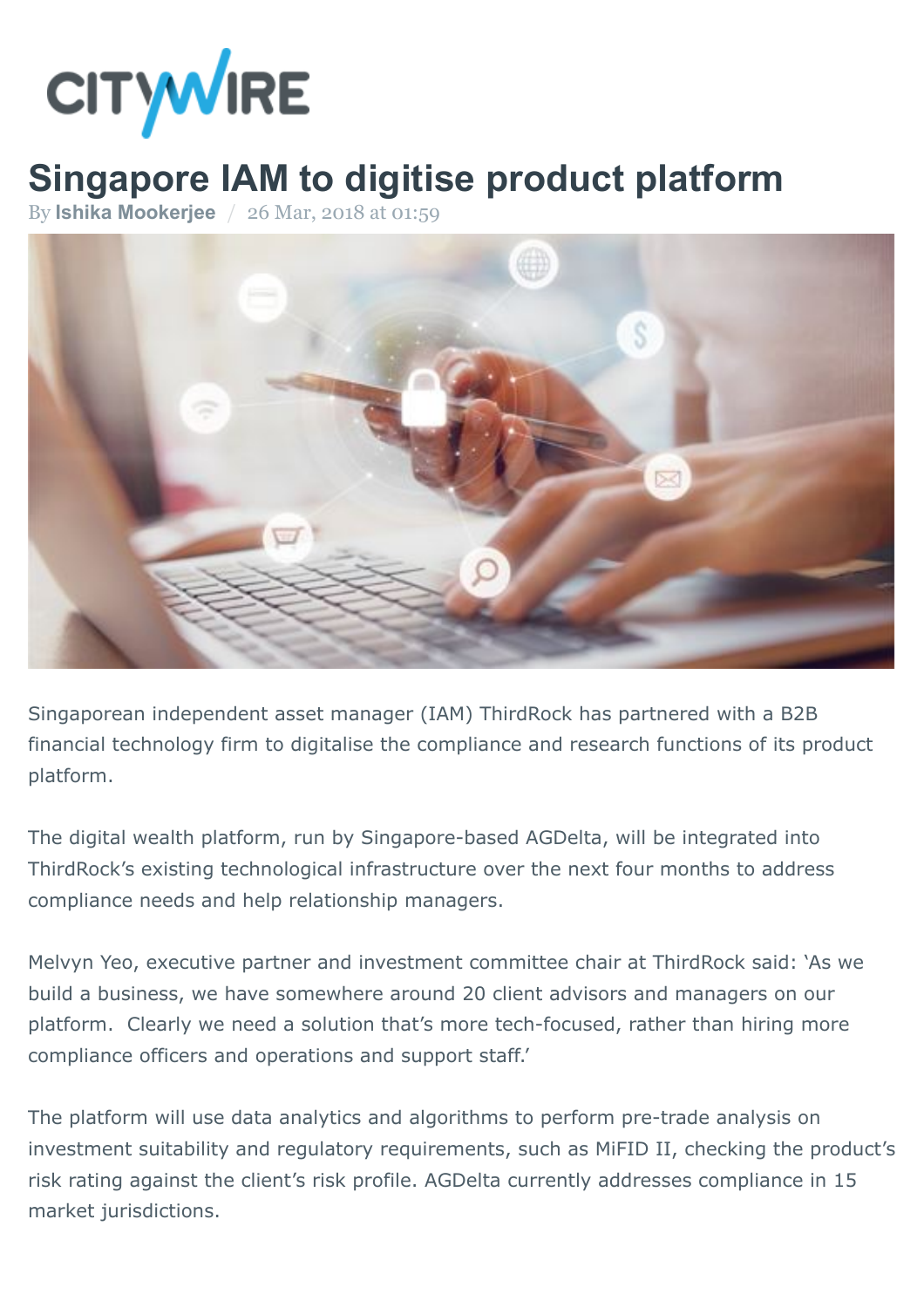CITYWIRE

# Singapore IAM to digitise product platform

By **Ishika Mookerjee** / 26 Mar, 2018 at 01:59

Singaporean independent asset manager (IAM) ThirdRock has partnered with a B2B financial technology firm to digitalise the compliance and research functions of its product platform.

The digital wealth platform, run by Singapore-based AGDelta, will be integrated into ThirdRock's existing technological infrastructure over the next four months to address compliance needs and help relationship managers.

Melvyn Yeo, executive partner and investment committee chair at ThirdRock said: 'As we build a business, we have somewhere around 20 client advisors and managers on our platform. Clearly we need a solution that's more tech-focused, rather than hiring more compliance officers and operations and support staff.'

The platform will use data analytics and algorithms to perform pre-trade analysis on investment suitability and regulatory requirements, such as MiFID II, checking the product's risk rating against the client's risk profile. AGDelta currently addresses compliance in 15 market jurisdictions.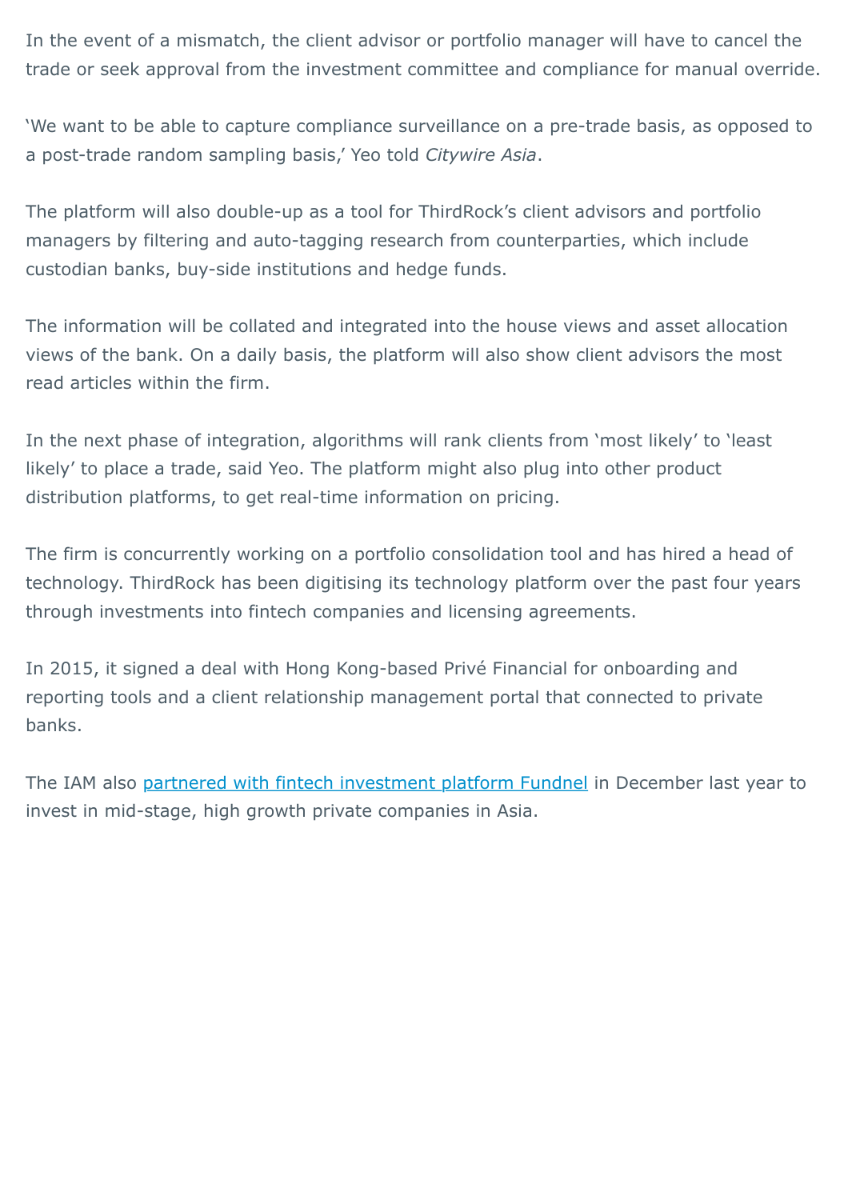In the event of a mismatch, the client advisor or portfolio manager will have to cancel the trade or seek approval from the investment committee and compliance for manual override.

'We want to be able to capture compliance surveillance on a pre-trade basis, as opposed to a post-trade random sampling basis,' Yeo told *Citywire Asia*.

The platform will also double-up as a tool for ThirdRock's client advisors and portfolio managers by filtering and auto-tagging research from counterparties, which include custodian banks, buy-side institutions and hedge funds.

The information will be collated and integrated into the house views and asset allocation views of the bank. On a daily basis, the platform will also show client advisors the most read articles within the firm.

In the next phase of integration, algorithms will rank clients from 'most likely' to 'least likely' to place a trade, said Yeo. The platform might also plug into other product distribution platforms, to get real-time information on pricing.

The firm is concurrently working on a portfolio consolidation tool and has hired a head of technology. ThirdRock has been digitising its technology platform over the past four years through investments into fintech companies and licensing agreements.

In 2015, it signed a deal with Hong Kong-based Privé Financial for onboarding and reporting tools and a client relationship management portal that connected to private banks.

The IAM also partnered with fintech investment platform Fundnel in December last year to invest in mid-stage, high growth private companies in Asia.